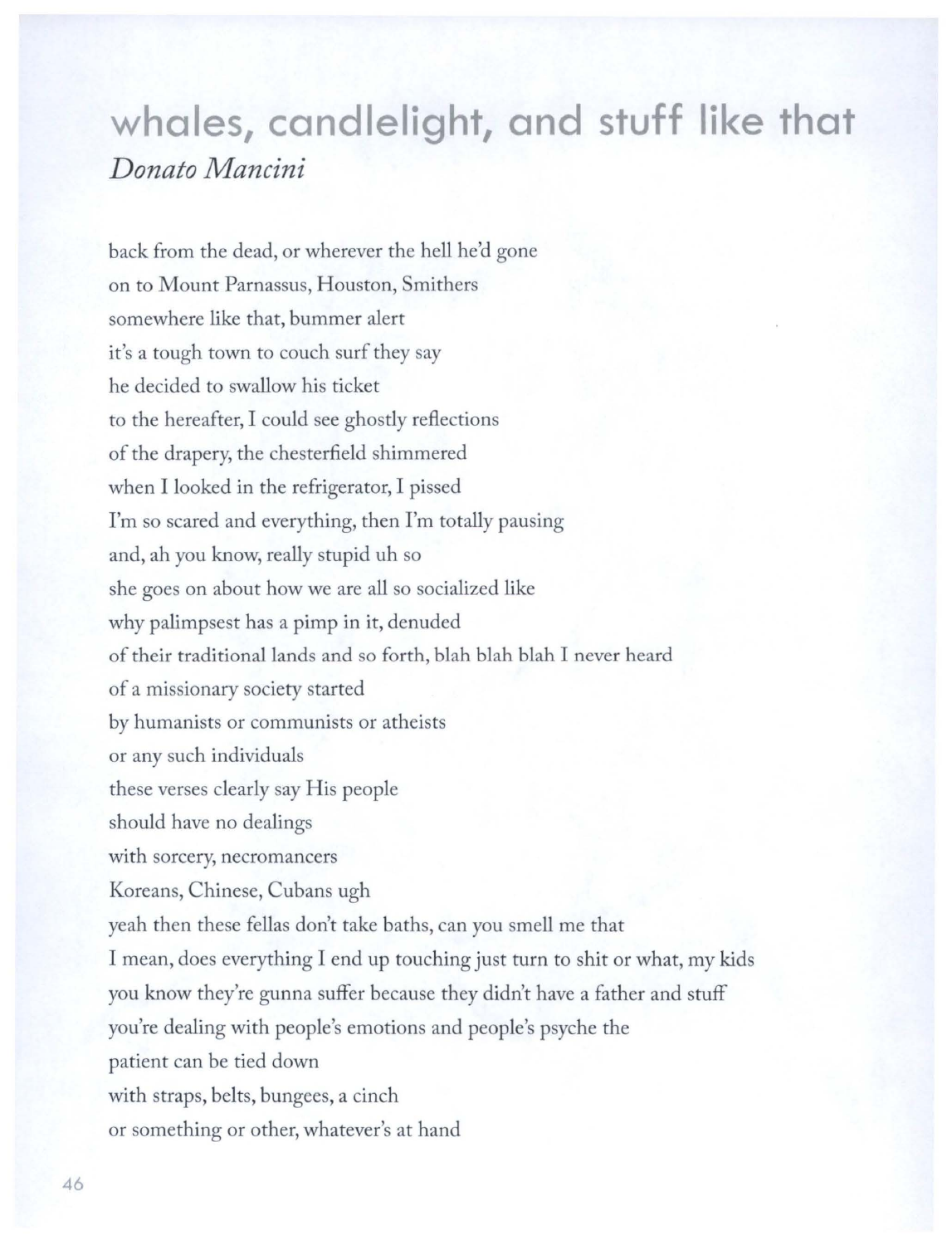# whales, candlelight, and stuff like that

*Donato Mancini*

back from the dead, or wherever the hell he'd gone
on to Mount Parnassus, Houston, Smithers
somewhere like that, bummer alert
it's a tough town to couch surf they say
he decided to swallow his ticket
to the hereafter, I could see ghostly reflections
of the drapery, the chesterfield shimmered
when I looked in the refrigerator, I pissed
I'm so scared and everything, then I'm totally pausing
and, ah you know, really stupid uh so
she goes on about how we are all so socialized like
why palimpsest has a pimp in it, denuded
of their traditional lands and so forth, blah blah blah I never heard
of a missionary society started
by humanists or communists or atheists
or any such individuals
these verses clearly say His people
should have no dealings
with sorcery, necromancers
Koreans, Chinese, Cubans ugh
yeah then these fellas don't take baths, can you smell me that
I mean, does everything I end up touching just turn to shit or what, my kids
you know they're gunna suffer because they didn't have a father and stuff
you're dealing with people's emotions and people's psyche the
patient can be tied down
with straps, belts, bungees, a cinch
or something or other, whatever's at hand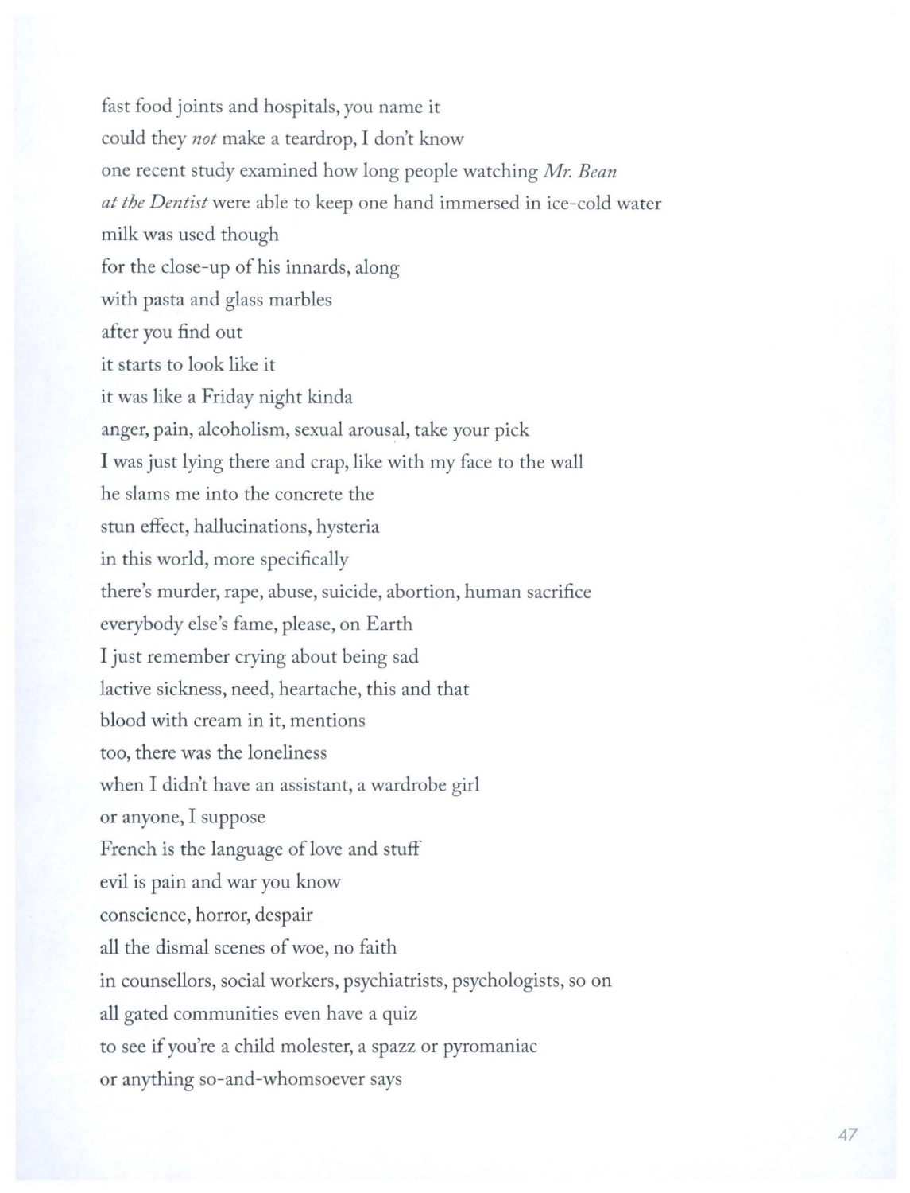fast food joints and hospitals, you name it
could they *not* make a teardrop, I don't know
one recent study examined how long people watching *Mr. Bean*
*at the Dentist* were able to keep one hand immersed in ice-cold water
milk was used though
for the close-up of his innards, along
with pasta and glass marbles
after you find out
it starts to look like it
it was like a Friday night kinda
anger, pain, alcoholism, sexual arousal, take your pick
I was just lying there and crap, like with my face to the wall
he slams me into the concrete the
stun effect, hallucinations, hysteria
in this world, more specifically
there's murder, rape, abuse, suicide, abortion, human sacrifice
everybody else's fame, please, on Earth
I just remember crying about being sad
lactive sickness, need, heartache, this and that
blood with cream in it, mentions
too, there was the loneliness
when I didn't have an assistant, a wardrobe girl
or anyone, I suppose
French is the language of love and stuff
evil is pain and war you know
conscience, horror, despair
all the dismal scenes of woe, no faith
in counsellors, social workers, psychiatrists, psychologists, so on
all gated communities even have a quiz
to see if you're a child molester, a spazz or pyromaniac
or anything so-and-whomsoever says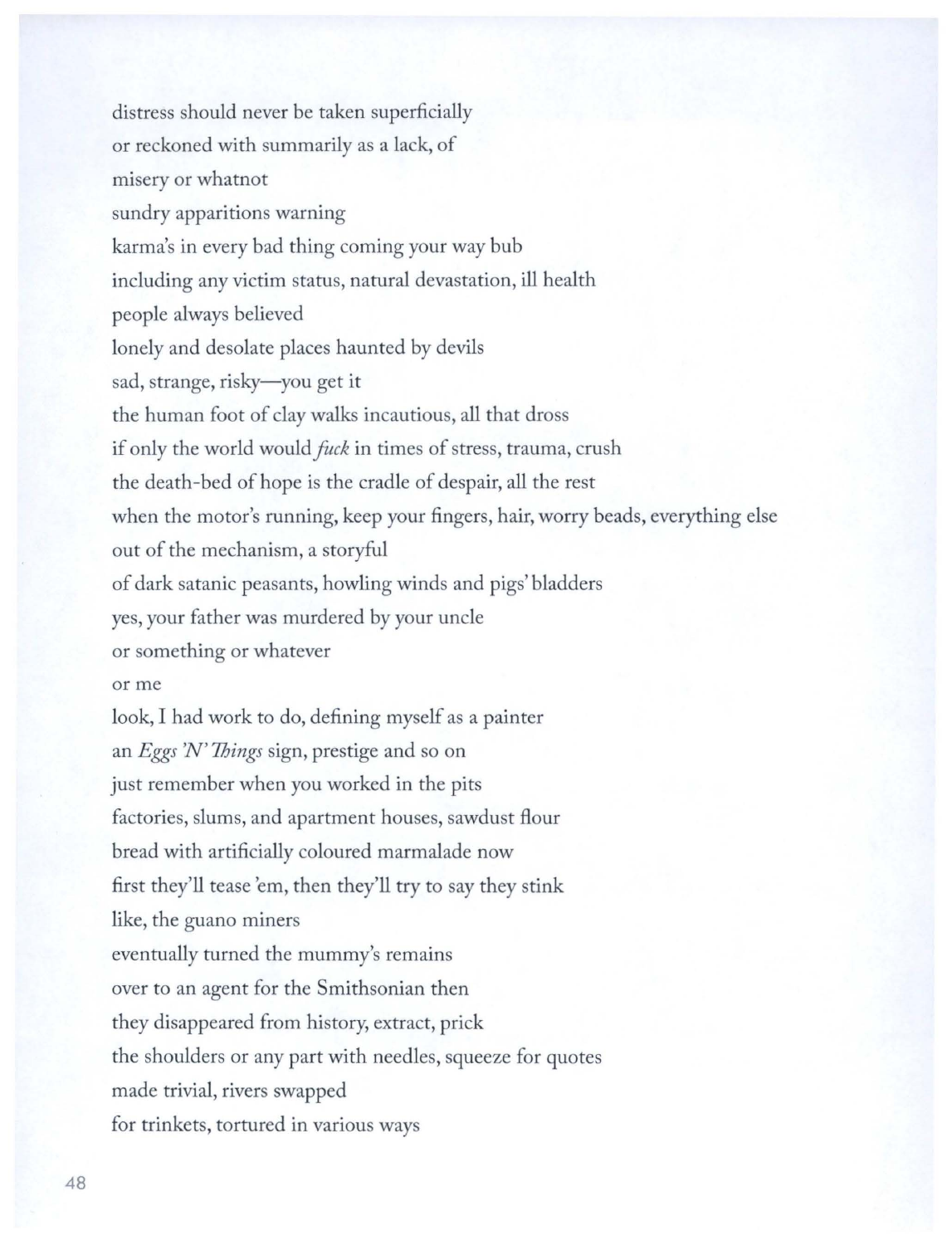distress should never be taken superficially  
or reckoned with summarily as a lack, of  
misery or whatnot  
sundry apparitions warning  
karma's in every bad thing coming your way bub  
including any victim status, natural devastation, ill health  
people always believed  
lonely and desolate places haunted by devils  
sad, strange, risky—you get it  
the human foot of clay walks incautious, all that dross  
if only the world would *fuck* in times of stress, trauma, crush  
the death-bed of hope is the cradle of despair, all the rest  
when the motor's running, keep your fingers, hair, worry beads, everything else  
out of the mechanism, a storyful  
of dark satanic peasants, howling winds and pigs' bladders  
yes, your father was murdered by your uncle  
or something or whatever  
or me  
look, I had work to do, defining myself as a painter  
an *Eggs 'N' Things* sign, prestige and so on  
just remember when you worked in the pits  
factories, slums, and apartment houses, sawdust flour  
bread with artificially coloured marmalade now  
first they'll tease 'em, then they'll try to say they stink  
like, the guano miners  
eventually turned the mummy's remains  
over to an agent for the Smithsonian then  
they disappeared from history, extract, prick  
the shoulders or any part with needles, squeeze for quotes  
made trivial, rivers swapped  
for trinkets, tortured in various ways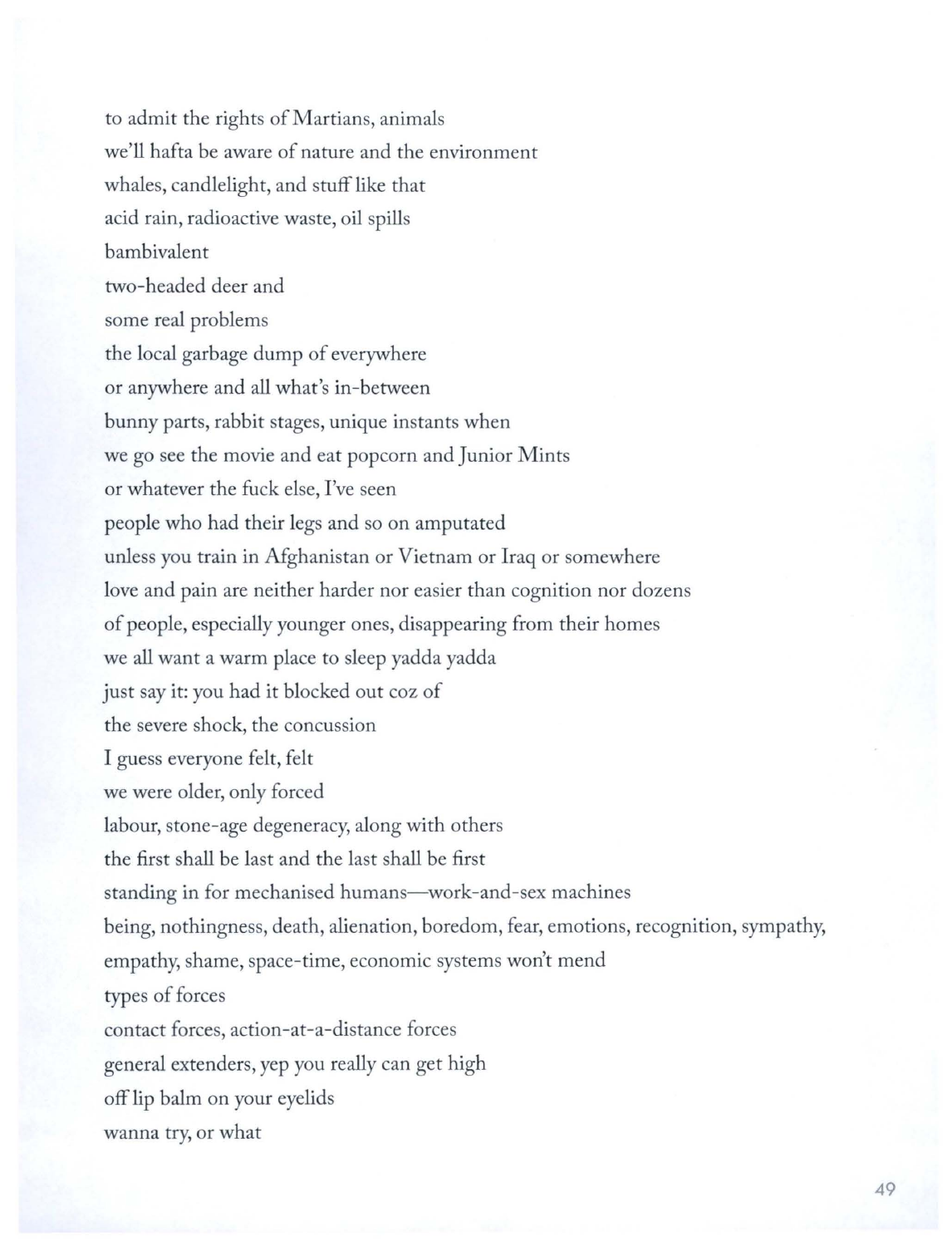to admit the rights of Martians, animals
we'll hafta be aware of nature and the environment
whales, candlelight, and stuff like that
acid rain, radioactive waste, oil spills
bambivalent
two-headed deer and
some real problems
the local garbage dump of everywhere
or anywhere and all what's in-between
bunny parts, rabbit stages, unique instants when
we go see the movie and eat popcorn and Junior Mints
or whatever the fuck else, I've seen
people who had their legs and so on amputated
unless you train in Afghanistan or Vietnam or Iraq or somewhere
love and pain are neither harder nor easier than cognition nor dozens
of people, especially younger ones, disappearing from their homes
we all want a warm place to sleep yadda yadda
just say it: you had it blocked out coz of
the severe shock, the concussion
I guess everyone felt, felt
we were older, only forced
labour, stone-age degeneracy, along with others
the first shall be last and the last shall be first
standing in for mechanised humans—work-and-sex machines
being, nothingness, death, alienation, boredom, fear, emotions, recognition, sympathy,
empathy, shame, space-time, economic systems won't mend
types of forces
contact forces, action-at-a-distance forces
general extenders, yep you really can get high
off lip balm on your eyelids
wanna try, or what